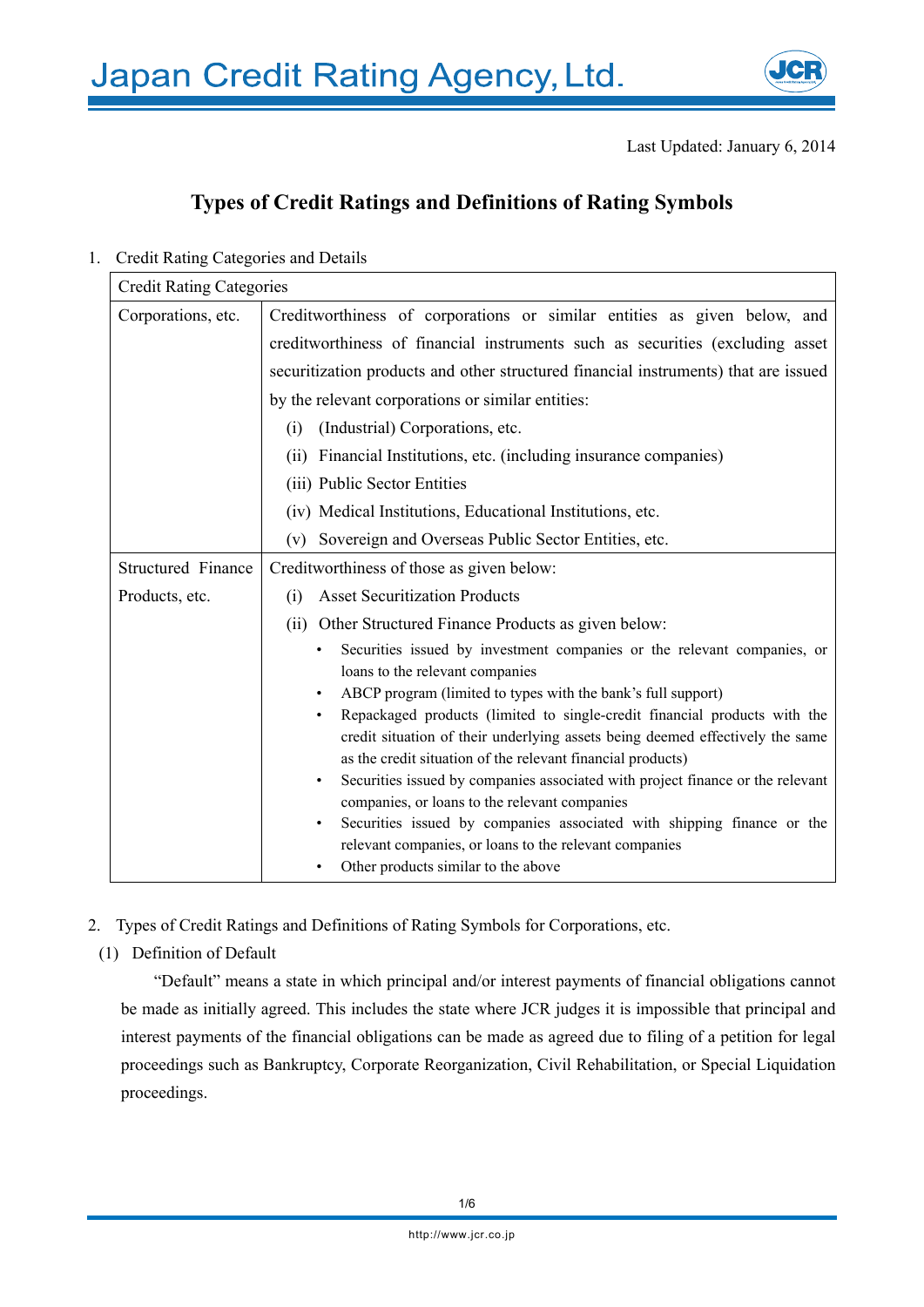Japan Credit Rating Agency, Ltd.

Last Updated: January 6, 2014

# Types of Credit Ratings and Definitions of Rating Symbols

1. Credit Rating Categories and Details

| Credit Rating Categories | |
|---|---|
| Corporations, etc. | Creditworthiness of corporations or similar entities as given below, and creditworthiness of financial instruments such as securities (excluding asset securitization products and other structured financial instruments) that are issued by the relevant corporations or similar entities:<br>(i) (Industrial) Corporations, etc.<br>(ii) Financial Institutions, etc. (including insurance companies)<br>(iii) Public Sector Entities<br>(iv) Medical Institutions, Educational Institutions, etc.<br>(v) Sovereign and Overseas Public Sector Entities, etc. |
| Structured Finance Products, etc. | Creditworthiness of those as given below:<br>(i) Asset Securitization Products<br>(ii) Other Structured Finance Products as given below:<br>• Securities issued by investment companies or the relevant companies, or loans to the relevant companies<br>• ABCP program (limited to types with the bank's full support)<br>• Repackaged products (limited to single-credit financial products with the credit situation of their underlying assets being deemed effectively the same as the credit situation of the relevant financial products)<br>• Securities issued by companies associated with project finance or the relevant companies, or loans to the relevant companies<br>• Securities issued by companies associated with shipping finance or the relevant companies, or loans to the relevant companies<br>• Other products similar to the above |

2. Types of Credit Ratings and Definitions of Rating Symbols for Corporations, etc.

(1) Definition of Default

"Default" means a state in which principal and/or interest payments of financial obligations cannot be made as initially agreed. This includes the state where JCR judges it is impossible that principal and interest payments of the financial obligations can be made as agreed due to filing of a petition for legal proceedings such as Bankruptcy, Corporate Reorganization, Civil Rehabilitation, or Special Liquidation proceedings.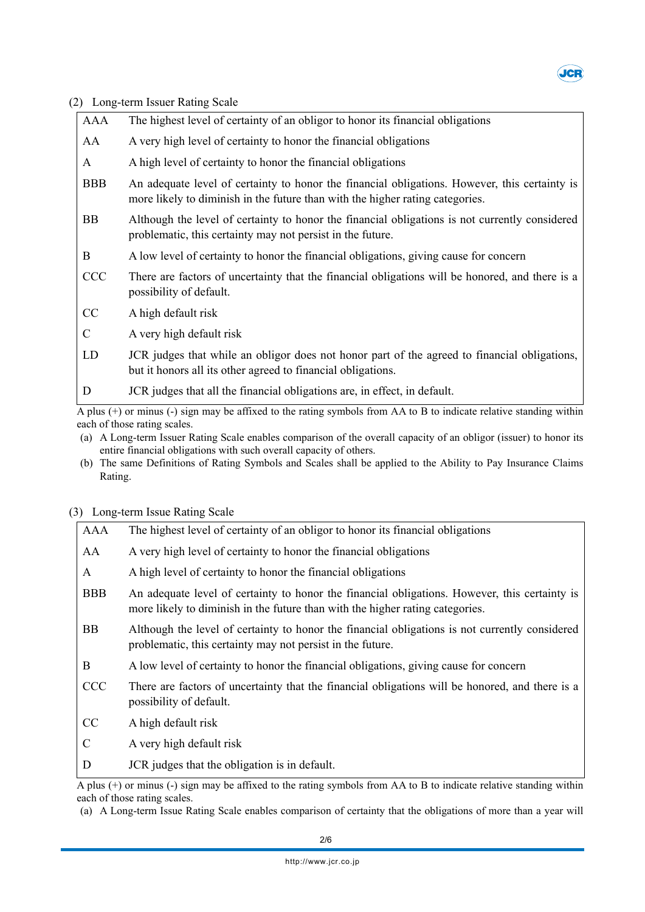(2) Long-term Issuer Rating Scale

| | |
|---|---|
| AAA | The highest level of certainty of an obligor to honor its financial obligations |
| AA | A very high level of certainty to honor the financial obligations |
| A | A high level of certainty to honor the financial obligations |
| BBB | An adequate level of certainty to honor the financial obligations. However, this certainty is more likely to diminish in the future than with the higher rating categories. |
| BB | Although the level of certainty to honor the financial obligations is not currently considered problematic, this certainty may not persist in the future. |
| B | A low level of certainty to honor the financial obligations, giving cause for concern |
| CCC | There are factors of uncertainty that the financial obligations will be honored, and there is a possibility of default. |
| CC | A high default risk |
| C | A very high default risk |
| LD | JCR judges that while an obligor does not honor part of the agreed to financial obligations, but it honors all its other agreed to financial obligations. |
| D | JCR judges that all the financial obligations are, in effect, in default. |

A plus (+) or minus (-) sign may be affixed to the rating symbols from AA to B to indicate relative standing within each of those rating scales.

(a) A Long-term Issuer Rating Scale enables comparison of the overall capacity of an obligor (issuer) to honor its entire financial obligations with such overall capacity of others.

(b) The same Definitions of Rating Symbols and Scales shall be applied to the Ability to Pay Insurance Claims Rating.

(3) Long-term Issue Rating Scale

| | |
|---|---|
| AAA | The highest level of certainty of an obligor to honor its financial obligations |
| AA | A very high level of certainty to honor the financial obligations |
| A | A high level of certainty to honor the financial obligations |
| BBB | An adequate level of certainty to honor the financial obligations. However, this certainty is more likely to diminish in the future than with the higher rating categories. |
| BB | Although the level of certainty to honor the financial obligations is not currently considered problematic, this certainty may not persist in the future. |
| B | A low level of certainty to honor the financial obligations, giving cause for concern |
| CCC | There are factors of uncertainty that the financial obligations will be honored, and there is a possibility of default. |
| CC | A high default risk |
| C | A very high default risk |
| D | JCR judges that the obligation is in default. |

A plus (+) or minus (-) sign may be affixed to the rating symbols from AA to B to indicate relative standing within each of those rating scales.

(a) A Long-term Issue Rating Scale enables comparison of certainty that the obligations of more than a year will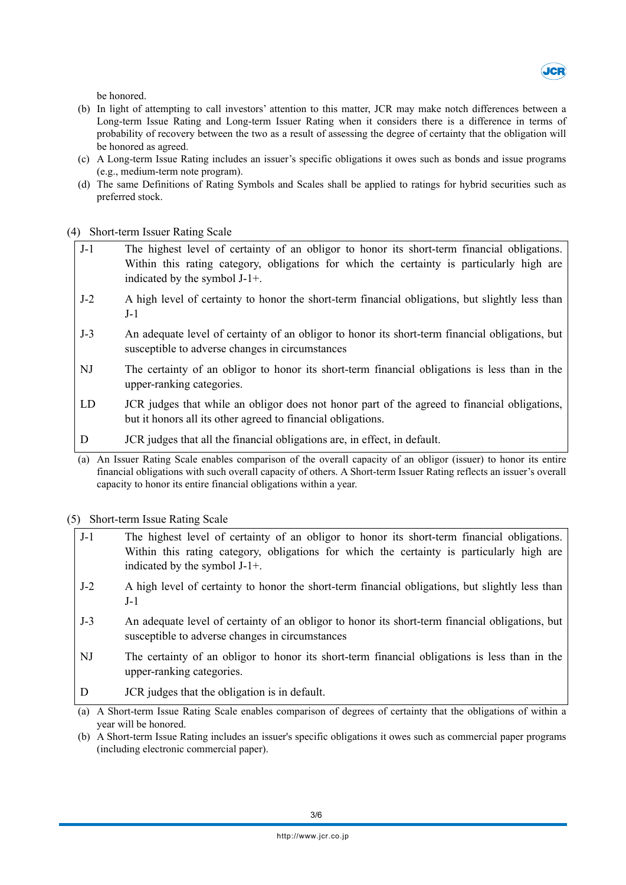be honored.

(b) In light of attempting to call investors' attention to this matter, JCR may make notch differences between a Long-term Issue Rating and Long-term Issuer Rating when it considers there is a difference in terms of probability of recovery between the two as a result of assessing the degree of certainty that the obligation will be honored as agreed.

(c) A Long-term Issue Rating includes an issuer's specific obligations it owes such as bonds and issue programs (e.g., medium-term note program).

(d) The same Definitions of Rating Symbols and Scales shall be applied to ratings for hybrid securities such as preferred stock.

(4) Short-term Issuer Rating Scale

| | |
|---|---|
| J-1 | The highest level of certainty of an obligor to honor its short-term financial obligations. Within this rating category, obligations for which the certainty is particularly high are indicated by the symbol J-1+. |
| J-2 | A high level of certainty to honor the short-term financial obligations, but slightly less than J-1 |
| J-3 | An adequate level of certainty of an obligor to honor its short-term financial obligations, but susceptible to adverse changes in circumstances |
| NJ | The certainty of an obligor to honor its short-term financial obligations is less than in the upper-ranking categories. |
| LD | JCR judges that while an obligor does not honor part of the agreed to financial obligations, but it honors all its other agreed to financial obligations. |
| D | JCR judges that all the financial obligations are, in effect, in default. |

(a) An Issuer Rating Scale enables comparison of the overall capacity of an obligor (issuer) to honor its entire financial obligations with such overall capacity of others. A Short-term Issuer Rating reflects an issuer's overall capacity to honor its entire financial obligations within a year.

(5) Short-term Issue Rating Scale

| | |
|---|---|
| J-1 | The highest level of certainty of an obligor to honor its short-term financial obligations. Within this rating category, obligations for which the certainty is particularly high are indicated by the symbol J-1+. |
| J-2 | A high level of certainty to honor the short-term financial obligations, but slightly less than J-1 |
| J-3 | An adequate level of certainty of an obligor to honor its short-term financial obligations, but susceptible to adverse changes in circumstances |
| NJ | The certainty of an obligor to honor its short-term financial obligations is less than in the upper-ranking categories. |
| D | JCR judges that the obligation is in default. |

(a) A Short-term Issue Rating Scale enables comparison of degrees of certainty that the obligations of within a year will be honored.

(b) A Short-term Issue Rating includes an issuer's specific obligations it owes such as commercial paper programs (including electronic commercial paper).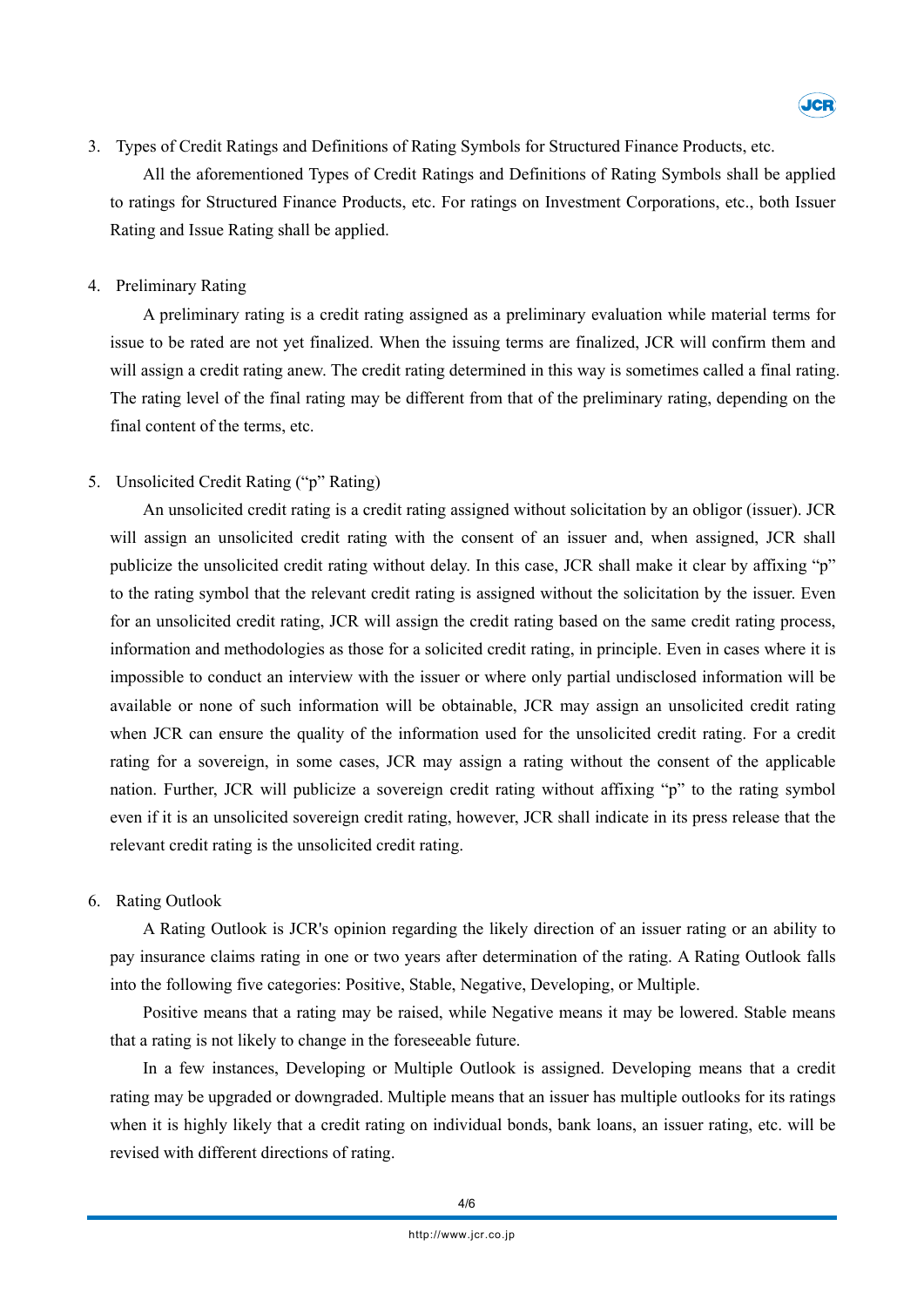3. Types of Credit Ratings and Definitions of Rating Symbols for Structured Finance Products, etc.

All the aforementioned Types of Credit Ratings and Definitions of Rating Symbols shall be applied to ratings for Structured Finance Products, etc. For ratings on Investment Corporations, etc., both Issuer Rating and Issue Rating shall be applied.

4. Preliminary Rating

A preliminary rating is a credit rating assigned as a preliminary evaluation while material terms for issue to be rated are not yet finalized. When the issuing terms are finalized, JCR will confirm them and will assign a credit rating anew. The credit rating determined in this way is sometimes called a final rating. The rating level of the final rating may be different from that of the preliminary rating, depending on the final content of the terms, etc.

5. Unsolicited Credit Rating ("p" Rating)

An unsolicited credit rating is a credit rating assigned without solicitation by an obligor (issuer). JCR will assign an unsolicited credit rating with the consent of an issuer and, when assigned, JCR shall publicize the unsolicited credit rating without delay. In this case, JCR shall make it clear by affixing "p" to the rating symbol that the relevant credit rating is assigned without the solicitation by the issuer. Even for an unsolicited credit rating, JCR will assign the credit rating based on the same credit rating process, information and methodologies as those for a solicited credit rating, in principle. Even in cases where it is impossible to conduct an interview with the issuer or where only partial undisclosed information will be available or none of such information will be obtainable, JCR may assign an unsolicited credit rating when JCR can ensure the quality of the information used for the unsolicited credit rating. For a credit rating for a sovereign, in some cases, JCR may assign a rating without the consent of the applicable nation. Further, JCR will publicize a sovereign credit rating without affixing "p" to the rating symbol even if it is an unsolicited sovereign credit rating, however, JCR shall indicate in its press release that the relevant credit rating is the unsolicited credit rating.

6. Rating Outlook

A Rating Outlook is JCR's opinion regarding the likely direction of an issuer rating or an ability to pay insurance claims rating in one or two years after determination of the rating. A Rating Outlook falls into the following five categories: Positive, Stable, Negative, Developing, or Multiple.

Positive means that a rating may be raised, while Negative means it may be lowered. Stable means that a rating is not likely to change in the foreseeable future.

In a few instances, Developing or Multiple Outlook is assigned. Developing means that a credit rating may be upgraded or downgraded. Multiple means that an issuer has multiple outlooks for its ratings when it is highly likely that a credit rating on individual bonds, bank loans, an issuer rating, etc. will be revised with different directions of rating.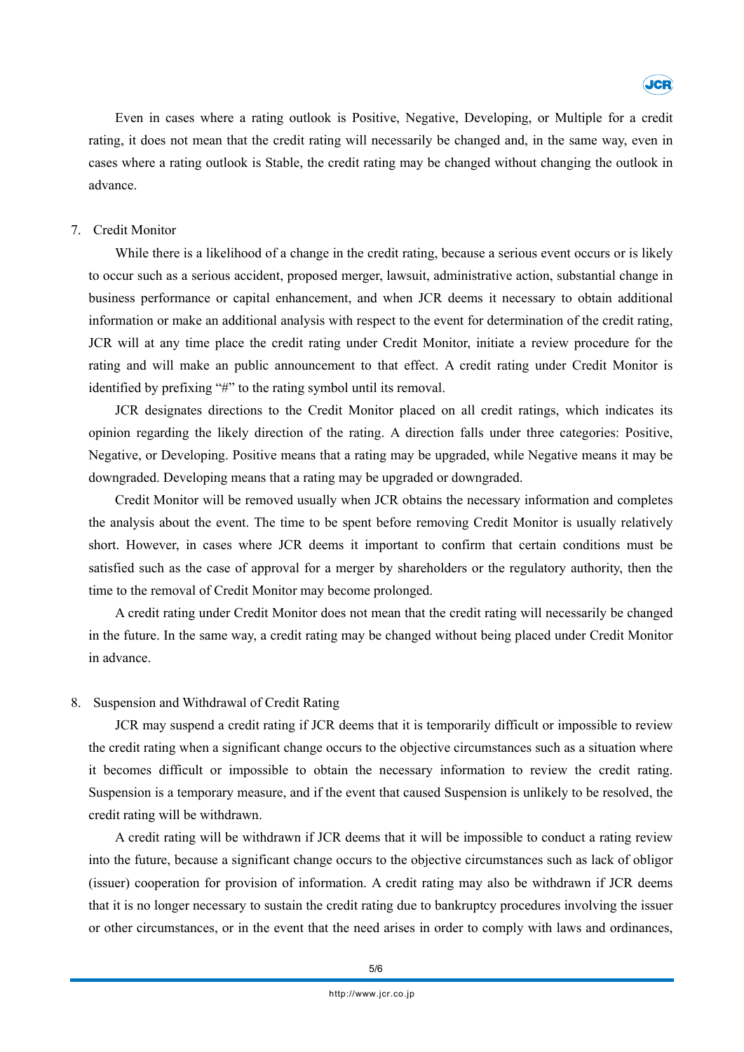Even in cases where a rating outlook is Positive, Negative, Developing, or Multiple for a credit rating, it does not mean that the credit rating will necessarily be changed and, in the same way, even in cases where a rating outlook is Stable, the credit rating may be changed without changing the outlook in advance.

7. Credit Monitor

While there is a likelihood of a change in the credit rating, because a serious event occurs or is likely to occur such as a serious accident, proposed merger, lawsuit, administrative action, substantial change in business performance or capital enhancement, and when JCR deems it necessary to obtain additional information or make an additional analysis with respect to the event for determination of the credit rating, JCR will at any time place the credit rating under Credit Monitor, initiate a review procedure for the rating and will make an public announcement to that effect. A credit rating under Credit Monitor is identified by prefixing "#" to the rating symbol until its removal.

JCR designates directions to the Credit Monitor placed on all credit ratings, which indicates its opinion regarding the likely direction of the rating. A direction falls under three categories: Positive, Negative, or Developing. Positive means that a rating may be upgraded, while Negative means it may be downgraded. Developing means that a rating may be upgraded or downgraded.

Credit Monitor will be removed usually when JCR obtains the necessary information and completes the analysis about the event. The time to be spent before removing Credit Monitor is usually relatively short. However, in cases where JCR deems it important to confirm that certain conditions must be satisfied such as the case of approval for a merger by shareholders or the regulatory authority, then the time to the removal of Credit Monitor may become prolonged.

A credit rating under Credit Monitor does not mean that the credit rating will necessarily be changed in the future. In the same way, a credit rating may be changed without being placed under Credit Monitor in advance.

8. Suspension and Withdrawal of Credit Rating

JCR may suspend a credit rating if JCR deems that it is temporarily difficult or impossible to review the credit rating when a significant change occurs to the objective circumstances such as a situation where it becomes difficult or impossible to obtain the necessary information to review the credit rating. Suspension is a temporary measure, and if the event that caused Suspension is unlikely to be resolved, the credit rating will be withdrawn.

A credit rating will be withdrawn if JCR deems that it will be impossible to conduct a rating review into the future, because a significant change occurs to the objective circumstances such as lack of obligor (issuer) cooperation for provision of information. A credit rating may also be withdrawn if JCR deems that it is no longer necessary to sustain the credit rating due to bankruptcy procedures involving the issuer or other circumstances, or in the event that the need arises in order to comply with laws and ordinances,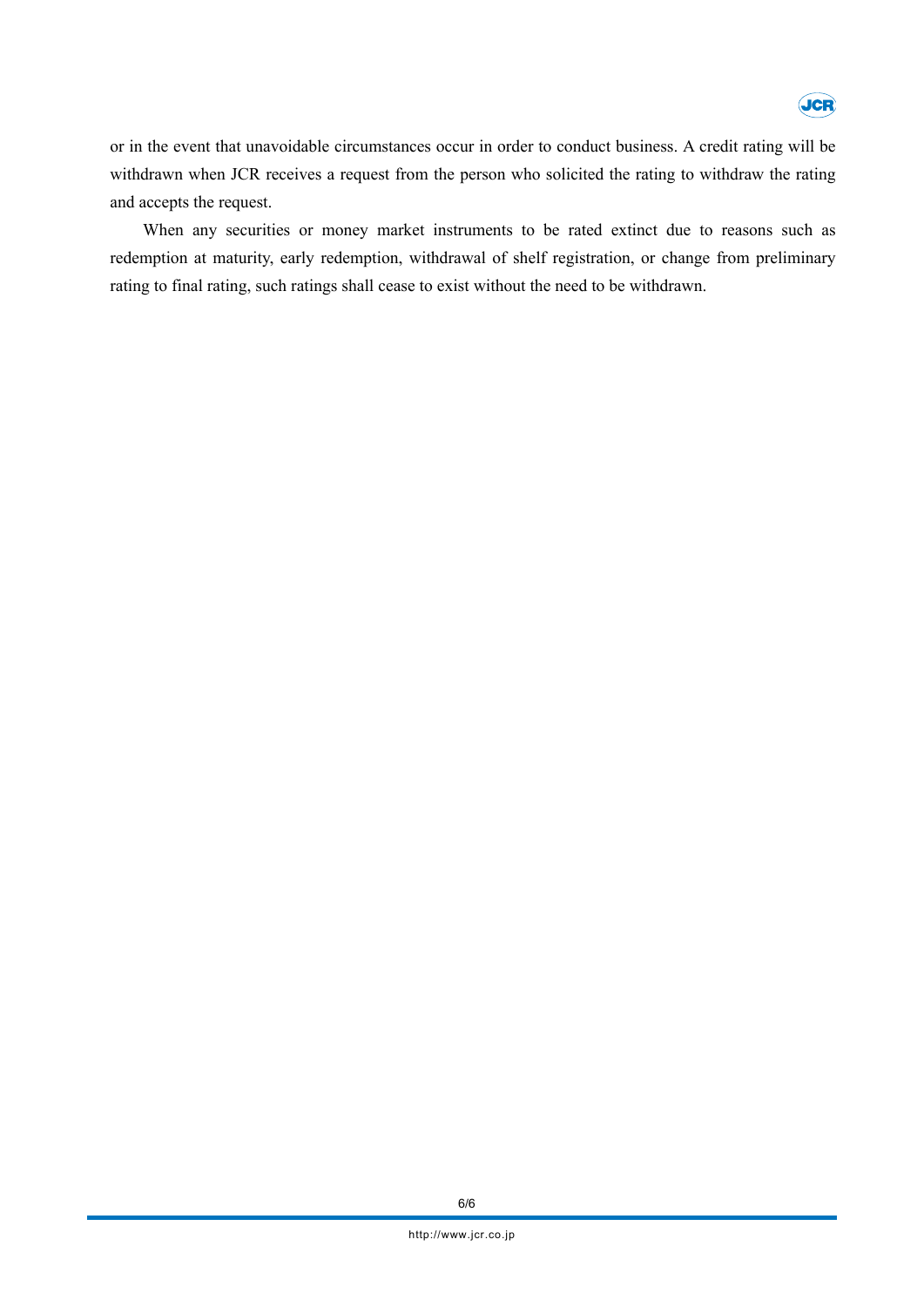or in the event that unavoidable circumstances occur in order to conduct business. A credit rating will be withdrawn when JCR receives a request from the person who solicited the rating to withdraw the rating and accepts the request.

When any securities or money market instruments to be rated extinct due to reasons such as redemption at maturity, early redemption, withdrawal of shelf registration, or change from preliminary rating to final rating, such ratings shall cease to exist without the need to be withdrawn.